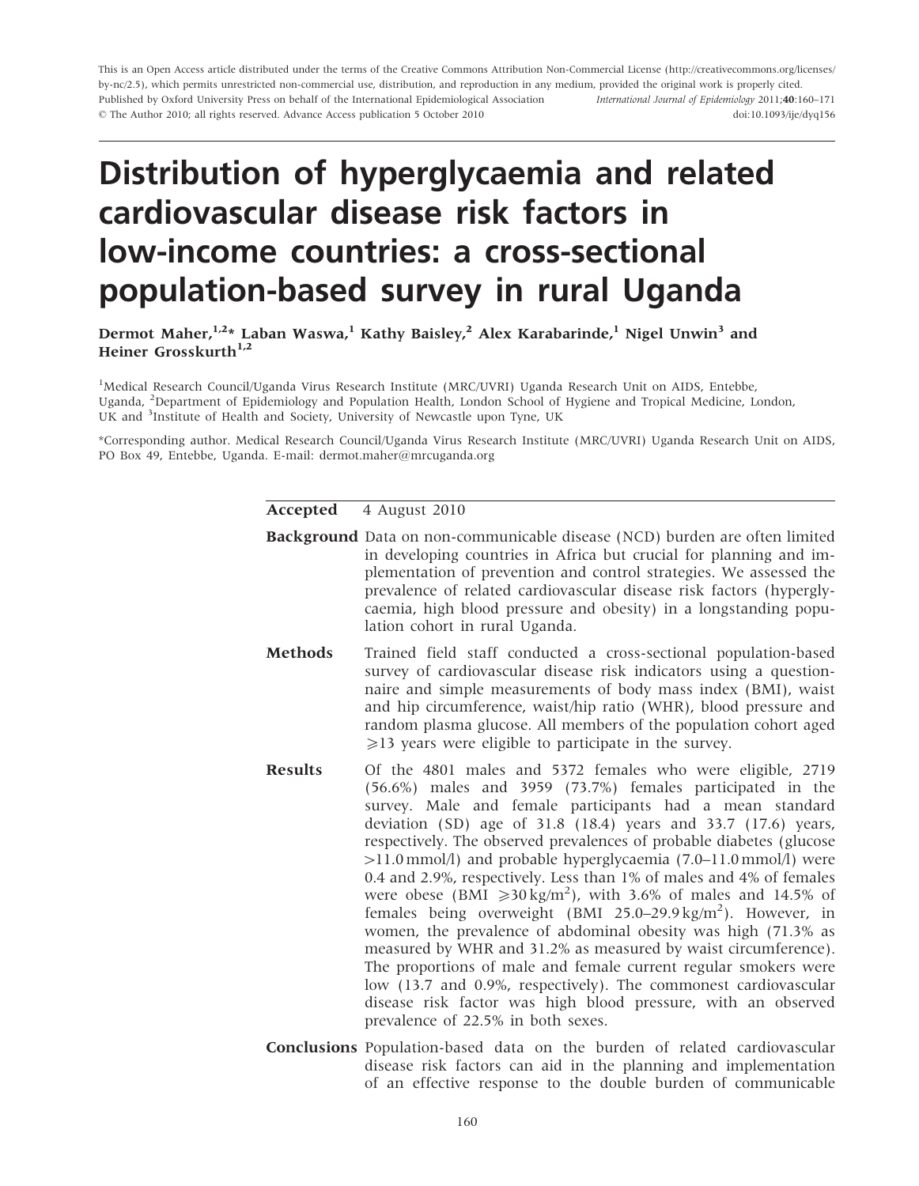This is an Open Access article distributed under the terms of the Creative Commons Attribution Non-Commercial License (http://creativecommons.org/licenses/by-nc/2.5), which permits unrestricted non-commercial use, distribution, and reproduction in any medium, provided the original work is properly cited.
Published by Oxford University Press on behalf of the International Epidemiological Association *International Journal of Epidemiology* 2011;**40**:160–171
© The Author 2010; all rights reserved. Advance Access publication 5 October 2010 doi:10.1093/ije/dyq156

# Distribution of hyperglycaemia and related cardiovascular disease risk factors in low-income countries: a cross-sectional population-based survey in rural Uganda

**Dermot Maher,[1,2]* Laban Waswa,[1] Kathy Baisley,[2] Alex Karabarinde,[1] Nigel Unwin[3] and Heiner Grosskurth[1,2]**

[1]Medical Research Council/Uganda Virus Research Institute (MRC/UVRI) Uganda Research Unit on AIDS, Entebbe, Uganda, [2]Department of Epidemiology and Population Health, London School of Hygiene and Tropical Medicine, London, UK and [3]Institute of Health and Society, University of Newcastle upon Tyne, UK

*Corresponding author. Medical Research Council/Uganda Virus Research Institute (MRC/UVRI) Uganda Research Unit on AIDS, PO Box 49, Entebbe, Uganda. E-mail: dermot.maher@mrcuganda.org

**Accepted** 4 August 2010

**Background** Data on non-communicable disease (NCD) burden are often limited in developing countries in Africa but crucial for planning and implementation of prevention and control strategies. We assessed the prevalence of related cardiovascular disease risk factors (hyperglycaemia, high blood pressure and obesity) in a longstanding population cohort in rural Uganda.

**Methods** Trained field staff conducted a cross-sectional population-based survey of cardiovascular disease risk indicators using a questionnaire and simple measurements of body mass index (BMI), waist and hip circumference, waist/hip ratio (WHR), blood pressure and random plasma glucose. All members of the population cohort aged $\geqslant$13 years were eligible to participate in the survey.

**Results** Of the 4801 males and 5372 females who were eligible, 2719 (56.6%) males and 3959 (73.7%) females participated in the survey. Male and female participants had a mean standard deviation (SD) age of 31.8 (18.4) years and 33.7 (17.6) years, respectively. The observed prevalences of probable diabetes (glucose >11.0 mmol/l) and probable hyperglycaemia (7.0–11.0 mmol/l) were 0.4 and 2.9%, respectively. Less than 1% of males and 4% of females were obese (BMI $\geqslant$30 kg/m$^2$), with 3.6% of males and 14.5% of females being overweight (BMI 25.0–29.9 kg/m$^2$). However, in women, the prevalence of abdominal obesity was high (71.3% as measured by WHR and 31.2% as measured by waist circumference). The proportions of male and female current regular smokers were low (13.7 and 0.9%, respectively). The commonest cardiovascular disease risk factor was high blood pressure, with an observed prevalence of 22.5% in both sexes.

**Conclusions** Population-based data on the burden of related cardiovascular disease risk factors can aid in the planning and implementation of an effective response to the double burden of communicable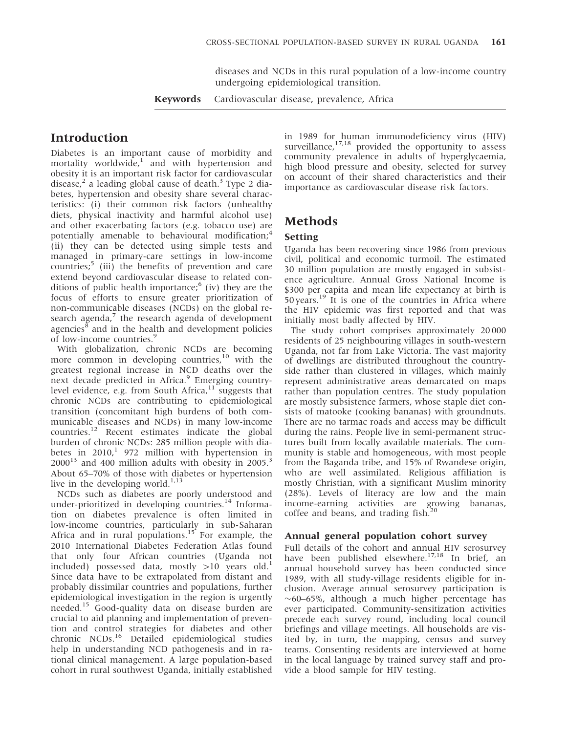diseases and NCDs in this rural population of a low-income country undergoing epidemiological transition.

**Keywords** Cardiovascular disease, prevalence, Africa

## Introduction

Diabetes is an important cause of morbidity and mortality worldwide,[1] and with hypertension and obesity it is an important risk factor for cardiovascular disease,[2] a leading global cause of death.[3] Type 2 diabetes, hypertension and obesity share several characteristics: (i) their common risk factors (unhealthy diets, physical inactivity and harmful alcohol use) and other exacerbating factors (e.g. tobacco use) are potentially amenable to behavioural modification;[4] (ii) they can be detected using simple tests and managed in primary-care settings in low-income countries;[5] (iii) the benefits of prevention and care extend beyond cardiovascular disease to related conditions of public health importance;[6] (iv) they are the focus of efforts to ensure greater prioritization of non-communicable diseases (NCDs) on the global research agenda,[7] the research agenda of development agencies[8] and in the health and development policies of low-income countries.[9]

With globalization, chronic NCDs are becoming more common in developing countries,[10] with the greatest regional increase in NCD deaths over the next decade predicted in Africa.[9] Emerging country-level evidence, e.g. from South Africa,[11] suggests that chronic NCDs are contributing to epidemiological transition (concomitant high burdens of both communicable diseases and NCDs) in many low-income countries.[12] Recent estimates indicate the global burden of chronic NCDs: 285 million people with diabetes in 2010,[1] 972 million with hypertension in 2000[13] and 400 million adults with obesity in 2005.[3] About 65–70% of those with diabetes or hypertension live in the developing world.[1,13]

NCDs such as diabetes are poorly understood and under-prioritized in developing countries.[14] Information on diabetes prevalence is often limited in low-income countries, particularly in sub-Saharan Africa and in rural populations.[15] For example, the 2010 International Diabetes Federation Atlas found that only four African countries (Uganda not included) possessed data, mostly >10 years old.[1] Since data have to be extrapolated from distant and probably dissimilar countries and populations, further epidemiological investigation in the region is urgently needed.[15] Good-quality data on disease burden are crucial to aid planning and implementation of prevention and control strategies for diabetes and other chronic NCDs.[16] Detailed epidemiological studies help in understanding NCD pathogenesis and in rational clinical management. A large population-based cohort in rural southwest Uganda, initially established in 1989 for human immunodeficiency virus (HIV) surveillance,[17,18] provided the opportunity to assess community prevalence in adults of hyperglycaemia, high blood pressure and obesity, selected for survey on account of their shared characteristics and their importance as cardiovascular disease risk factors.

## Methods

### Setting

Uganda has been recovering since 1986 from previous civil, political and economic turmoil. The estimated 30 million population are mostly engaged in subsistence agriculture. Annual Gross National Income is \$300 per capita and mean life expectancy at birth is 50 years.[19] It is one of the countries in Africa where the HIV epidemic was first reported and that was initially most badly affected by HIV.

The study cohort comprises approximately 20 000 residents of 25 neighbouring villages in south-western Uganda, not far from Lake Victoria. The vast majority of dwellings are distributed throughout the countryside rather than clustered in villages, which mainly represent administrative areas demarcated on maps rather than population centres. The study population are mostly subsistence farmers, whose staple diet consists of matooke (cooking bananas) with groundnuts. There are no tarmac roads and access may be difficult during the rains. People live in semi-permanent structures built from locally available materials. The community is stable and homogeneous, with most people from the Baganda tribe, and 15% of Rwandese origin, who are well assimilated. Religious affiliation is mostly Christian, with a significant Muslim minority (28%). Levels of literacy are low and the main income-earning activities are growing bananas, coffee and beans, and trading fish.[20]

### Annual general population cohort survey

Full details of the cohort and annual HIV serosurvey have been published elsewhere.[17,18] In brief, an annual household survey has been conducted since 1989, with all study-village residents eligible for inclusion. Average annual serosurvey participation is ~60–65%, although a much higher percentage has ever participated. Community-sensitization activities precede each survey round, including local council briefings and village meetings. All households are visited by, in turn, the mapping, census and survey teams. Consenting residents are interviewed at home in the local language by trained survey staff and provide a blood sample for HIV testing.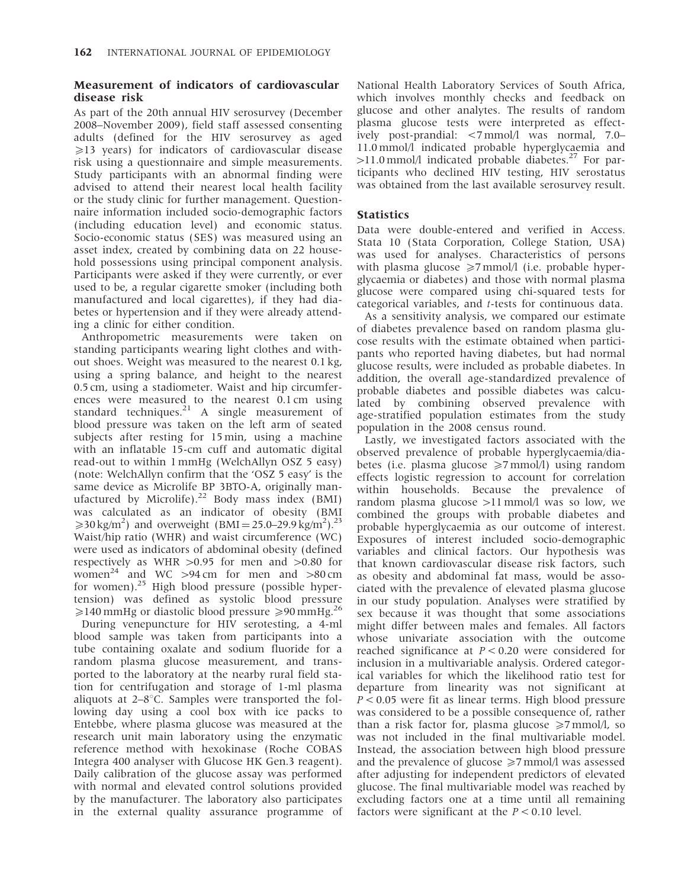### Measurement of indicators of cardiovascular disease risk

As part of the 20th annual HIV serosurvey (December 2008–November 2009), field staff assessed consenting adults (defined for the HIV serosurvey as aged ⩾13 years) for indicators of cardiovascular disease risk using a questionnaire and simple measurements. Study participants with an abnormal finding were advised to attend their nearest local health facility or the study clinic for further management. Questionnaire information included socio-demographic factors (including education level) and economic status. Socio-economic status (SES) was measured using an asset index, created by combining data on 22 household possessions using principal component analysis. Participants were asked if they were currently, or ever used to be, a regular cigarette smoker (including both manufactured and local cigarettes), if they had diabetes or hypertension and if they were already attending a clinic for either condition.

Anthropometric measurements were taken on standing participants wearing light clothes and without shoes. Weight was measured to the nearest 0.1 kg, using a spring balance, and height to the nearest 0.5 cm, using a stadiometer. Waist and hip circumferences were measured to the nearest 0.1 cm using standard techniques.[21] A single measurement of blood pressure was taken on the left arm of seated subjects after resting for 15 min, using a machine with an inflatable 15-cm cuff and automatic digital read-out to within 1 mmHg (WelchAllyn OSZ 5 easy) (note: WelchAllyn confirm that the 'OSZ 5 easy' is the same device as Microlife BP 3BTO-A, originally manufactured by Microlife).[22] Body mass index (BMI) was calculated as an indicator of obesity (BMI ⩾30 kg/m$^2$) and overweight (BMI = 25.0–29.9 kg/m$^2$).[23] Waist/hip ratio (WHR) and waist circumference (WC) were used as indicators of abdominal obesity (defined respectively as WHR >0.95 for men and >0.80 for women[24] and WC >94 cm for men and >80 cm for women).[25] High blood pressure (possible hypertension) was defined as systolic blood pressure ⩾140 mmHg or diastolic blood pressure ⩾90 mmHg.[26]

During venepuncture for HIV serotesting, a 4-ml blood sample was taken from participants into a tube containing oxalate and sodium fluoride for a random plasma glucose measurement, and transported to the laboratory at the nearby rural field station for centrifugation and storage of 1-ml plasma aliquots at 2–8°C. Samples were transported the following day using a cool box with ice packs to Entebbe, where plasma glucose was measured at the research unit main laboratory using the enzymatic reference method with hexokinase (Roche COBAS Integra 400 analyser with Glucose HK Gen.3 reagent). Daily calibration of the glucose assay was performed with normal and elevated control solutions provided by the manufacturer. The laboratory also participates in the external quality assurance programme of National Health Laboratory Services of South Africa, which involves monthly checks and feedback on glucose and other analytes. The results of random plasma glucose tests were interpreted as effectively post-prandial: <7 mmol/l was normal, 7.0–11.0 mmol/l indicated probable hyperglycaemia and >11.0 mmol/l indicated probable diabetes.[27] For participants who declined HIV testing, HIV serostatus was obtained from the last available serosurvey result.

### Statistics

Data were double-entered and verified in Access. Stata 10 (Stata Corporation, College Station, USA) was used for analyses. Characteristics of persons with plasma glucose ⩾7 mmol/l (i.e. probable hyperglycaemia or diabetes) and those with normal plasma glucose were compared using chi-squared tests for categorical variables, and *t*-tests for continuous data.

As a sensitivity analysis, we compared our estimate of diabetes prevalence based on random plasma glucose results with the estimate obtained when participants who reported having diabetes, but had normal glucose results, were included as probable diabetes. In addition, the overall age-standardized prevalence of probable diabetes and possible diabetes was calculated by combining observed prevalence with age-stratified population estimates from the study population in the 2008 census round.

Lastly, we investigated factors associated with the observed prevalence of probable hyperglycaemia/diabetes (i.e. plasma glucose ⩾7 mmol/l) using random effects logistic regression to account for correlation within households. Because the prevalence of random plasma glucose >11 mmol/l was so low, we combined the groups with probable diabetes and probable hyperglycaemia as our outcome of interest. Exposures of interest included socio-demographic variables and clinical factors. Our hypothesis was that known cardiovascular disease risk factors, such as obesity and abdominal fat mass, would be associated with the prevalence of elevated plasma glucose in our study population. Analyses were stratified by sex because it was thought that some associations might differ between males and females. All factors whose univariate association with the outcome reached significance at $P < 0.20$ were considered for inclusion in a multivariable analysis. Ordered categorical variables for which the likelihood ratio test for departure from linearity was not significant at $P < 0.05$ were fit as linear terms. High blood pressure was considered to be a possible consequence of, rather than a risk factor for, plasma glucose ⩾7 mmol/l, so was not included in the final multivariable model. Instead, the association between high blood pressure and the prevalence of glucose ⩾7 mmol/l was assessed after adjusting for independent predictors of elevated glucose. The final multivariable model was reached by excluding factors one at a time until all remaining factors were significant at the $P < 0.10$ level.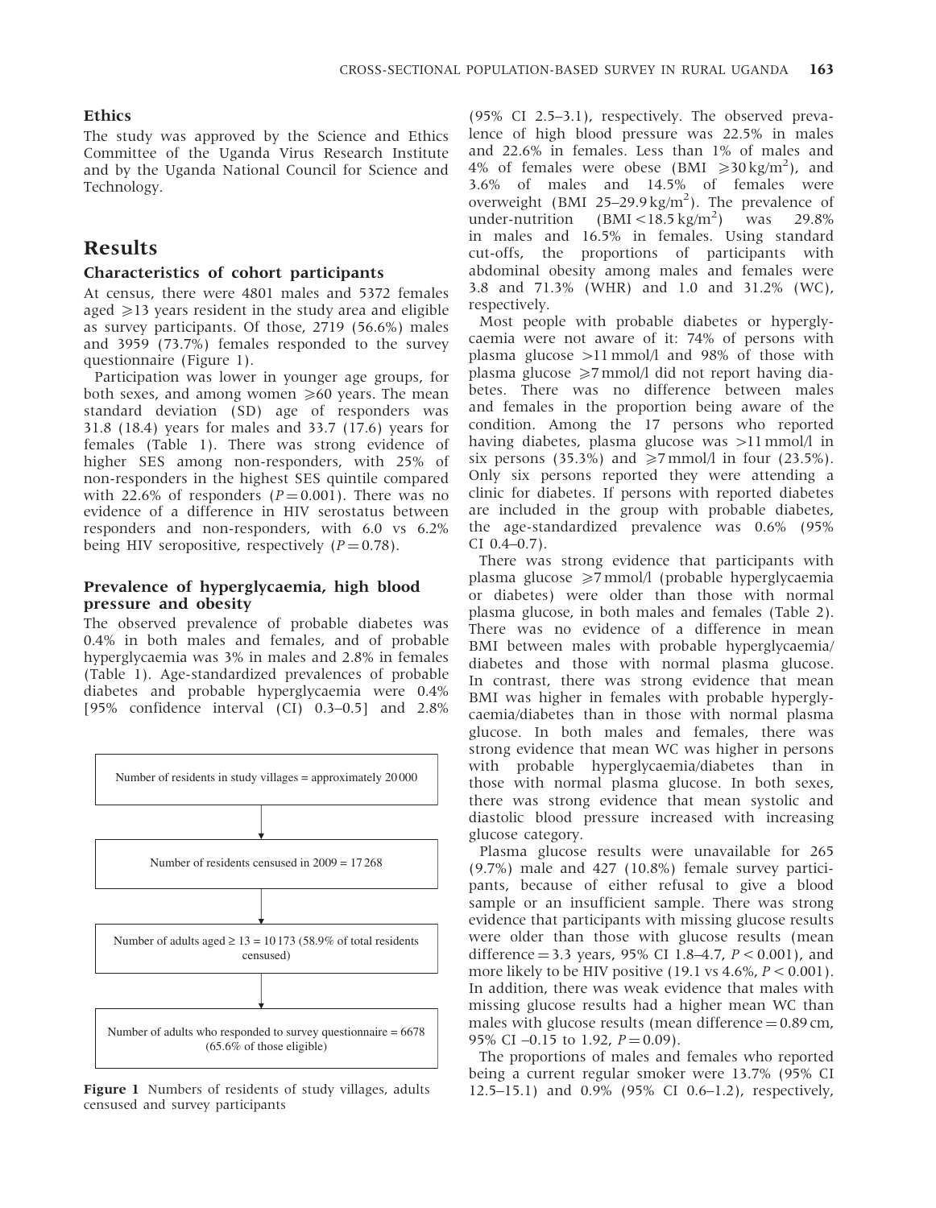### Ethics

The study was approved by the Science and Ethics Committee of the Uganda Virus Research Institute and by the Uganda National Council for Science and Technology.

## Results

### Characteristics of cohort participants

At census, there were 4801 males and 5372 females aged ⩾13 years resident in the study area and eligible as survey participants. Of those, 2719 (56.6%) males and 3959 (73.7%) females responded to the survey questionnaire (Figure 1).

Participation was lower in younger age groups, for both sexes, and among women ⩾60 years. The mean standard deviation (SD) age of responders was 31.8 (18.4) years for males and 33.7 (17.6) years for females (Table 1). There was strong evidence of higher SES among non-responders, with 25% of non-responders in the highest SES quintile compared with 22.6% of responders ($P = 0.001$). There was no evidence of a difference in HIV serostatus between responders and non-responders, with 6.0 vs 6.2% being HIV seropositive, respectively ($P = 0.78$).

### Prevalence of hyperglycaemia, high blood pressure and obesity

The observed prevalence of probable diabetes was 0.4% in both males and females, and of probable hyperglycaemia was 3% in males and 2.8% in females (Table 1). Age-standardized prevalences of probable diabetes and probable hyperglycaemia were 0.4% [95% confidence interval (CI) 0.3–0.5] and 2.8%

Number of residents in study villages = approximately 20 000

↓

Number of residents censused in 2009 = 17 268

↓

Number of adults aged ≥ 13 = 10 173 (58.9% of total residents censused)

↓

Number of adults who responded to survey questionnaire = 6678 (65.6% of those eligible)

**Figure 1** Numbers of residents of study villages, adults censused and survey participants

(95% CI 2.5–3.1), respectively. The observed prevalence of high blood pressure was 22.5% in males and 22.6% in females. Less than 1% of males and 4% of females were obese (BMI ⩾30 kg/m$^2$), and 3.6% of males and 14.5% of females were overweight (BMI 25–29.9 kg/m$^2$). The prevalence of under-nutrition (BMI < 18.5 kg/m$^2$) was 29.8% in males and 16.5% in females. Using standard cut-offs, the proportions of participants with abdominal obesity among males and females were 3.8 and 71.3% (WHR) and 1.0 and 31.2% (WC), respectively.

Most people with probable diabetes or hyperglycaemia were not aware of it: 74% of persons with plasma glucose >11 mmol/l and 98% of those with plasma glucose ⩾7 mmol/l did not report having diabetes. There was no difference between males and females in the proportion being aware of the condition. Among the 17 persons who reported having diabetes, plasma glucose was >11 mmol/l in six persons (35.3%) and ⩾7 mmol/l in four (23.5%). Only six persons reported they were attending a clinic for diabetes. If persons with reported diabetes are included in the group with probable diabetes, the age-standardized prevalence was 0.6% (95% CI 0.4–0.7).

There was strong evidence that participants with plasma glucose ⩾7 mmol/l (probable hyperglycaemia or diabetes) were older than those with normal plasma glucose, in both males and females (Table 2). There was no evidence of a difference in mean BMI between males with probable hyperglycaemia/diabetes and those with normal plasma glucose. In contrast, there was strong evidence that mean BMI was higher in females with probable hyperglycaemia/diabetes than in those with normal plasma glucose. In both males and females, there was strong evidence that mean WC was higher in persons with probable hyperglycaemia/diabetes than in those with normal plasma glucose. In both sexes, there was strong evidence that mean systolic and diastolic blood pressure increased with increasing glucose category.

Plasma glucose results were unavailable for 265 (9.7%) male and 427 (10.8%) female survey participants, because of either refusal to give a blood sample or an insufficient sample. There was strong evidence that participants with missing glucose results were older than those with glucose results (mean difference = 3.3 years, 95% CI 1.8–4.7, $P < 0.001$), and more likely to be HIV positive (19.1 vs 4.6%, $P < 0.001$). In addition, there was weak evidence that males with missing glucose results had a higher mean WC than males with glucose results (mean difference = 0.89 cm, 95% CI –0.15 to 1.92, $P = 0.09$).

The proportions of males and females who reported being a current regular smoker were 13.7% (95% CI 12.5–15.1) and 0.9% (95% CI 0.6–1.2), respectively,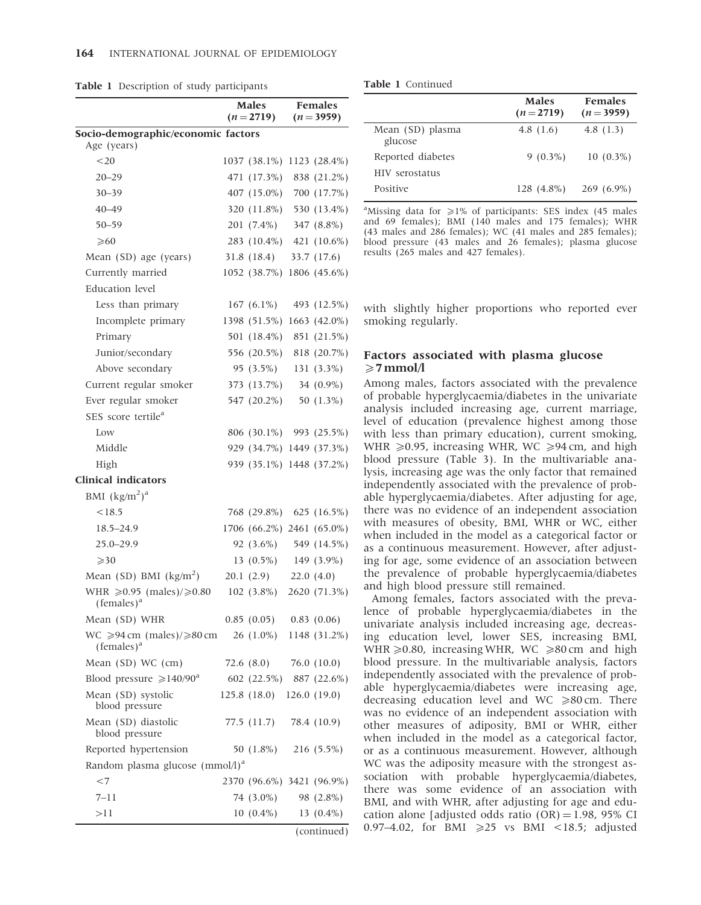**Table 1** Description of study participants

| | Males (n = 2719) | Females (n = 3959) |
|---|---|---|
| **Socio-demographic/economic factors** | | |
| Age (years) | | |
| <20 | 1037 (38.1%) | 1123 (28.4%) |
| 20–29 | 471 (17.3%) | 838 (21.2%) |
| 30–39 | 407 (15.0%) | 700 (17.7%) |
| 40–49 | 320 (11.8%) | 530 (13.4%) |
| 50–59 | 201 (7.4%) | 347 (8.8%) |
| ⩾60 | 283 (10.4%) | 421 (10.6%) |
| Mean (SD) age (years) | 31.8 (18.4) | 33.7 (17.6) |
| Currently married | 1052 (38.7%) | 1806 (45.6%) |
| Education level | | |
| Less than primary | 167 (6.1%) | 493 (12.5%) |
| Incomplete primary | 1398 (51.5%) | 1663 (42.0%) |
| Primary | 501 (18.4%) | 851 (21.5%) |
| Junior/secondary | 556 (20.5%) | 818 (20.7%) |
| Above secondary | 95 (3.5%) | 131 (3.3%) |
| Current regular smoker | 373 (13.7%) | 34 (0.9%) |
| Ever regular smoker | 547 (20.2%) | 50 (1.3%) |
| SES score tertile[a] | | |
| Low | 806 (30.1%) | 993 (25.5%) |
| Middle | 929 (34.7%) | 1449 (37.3%) |
| High | 939 (35.1%) | 1448 (37.2%) |
| **Clinical indicators** | | |
| BMI (kg/m$^2$)[a] | | |
| <18.5 | 768 (29.8%) | 625 (16.5%) |
| 18.5–24.9 | 1706 (66.2%) | 2461 (65.0%) |
| 25.0–29.9 | 92 (3.6%) | 549 (14.5%) |
| ⩾30 | 13 (0.5%) | 149 (3.9%) |
| Mean (SD) BMI (kg/m$^2$) | 20.1 (2.9) | 22.0 (4.0) |
| WHR ⩾0.95 (males)/⩾0.80 (females)[a] | 102 (3.8%) | 2620 (71.3%) |
| Mean (SD) WHR | 0.85 (0.05) | 0.83 (0.06) |
| WC ⩾94 cm (males)/⩾80 cm (females)[a] | 26 (1.0%) | 1148 (31.2%) |
| Mean (SD) WC (cm) | 72.6 (8.0) | 76.0 (10.0) |
| Blood pressure ⩾140/90[a] | 602 (22.5%) | 887 (22.6%) |
| Mean (SD) systolic blood pressure | 125.8 (18.0) | 126.0 (19.0) |
| Mean (SD) diastolic blood pressure | 77.5 (11.7) | 78.4 (10.9) |
| Reported hypertension | 50 (1.8%) | 216 (5.5%) |
| Random plasma glucose (mmol/l)[a] | | |
| <7 | 2370 (96.6%) | 3421 (96.9%) |
| 7–11 | 74 (3.0%) | 98 (2.8%) |
| >11 | 10 (0.4%) | 13 (0.4%) |
| Mean (SD) plasma glucose | 4.8 (1.6) | 4.8 (1.3) |
| Reported diabetes | 9 (0.3%) | 10 (0.3%) |
| HIV serostatus | | |
| Positive | 128 (4.8%) | 269 (6.9%) |

[a]Missing data for ⩾1% of participants: SES index (45 males and 69 females); BMI (140 males and 175 females); WHR (43 males and 286 females); WC (41 males and 285 females); blood pressure (43 males and 26 females); plasma glucose results (265 males and 427 females).

with slightly higher proportions who reported ever smoking regularly.

## Factors associated with plasma glucose ⩾7 mmol/l

Among males, factors associated with the prevalence of probable hyperglycaemia/diabetes in the univariate analysis included increasing age, current marriage, level of education (prevalence highest among those with less than primary education), current smoking, WHR ⩾0.95, increasing WHR, WC ⩾94 cm, and high blood pressure (Table 3). In the multivariable analysis, increasing age was the only factor that remained independently associated with the prevalence of probable hyperglycaemia/diabetes. After adjusting for age, there was no evidence of an independent association with measures of obesity, BMI, WHR or WC, either when included in the model as a categorical factor or as a continuous measurement. However, after adjusting for age, some evidence of an association between the prevalence of probable hyperglycaemia/diabetes and high blood pressure still remained.

Among females, factors associated with the prevalence of probable hyperglycaemia/diabetes in the univariate analysis included increasing age, decreasing education level, lower SES, increasing BMI, WHR ⩾0.80, increasing WHR, WC ⩾80 cm and high blood pressure. In the multivariable analysis, factors independently associated with the prevalence of probable hyperglycaemia/diabetes were increasing age, decreasing education level and WC ⩾80 cm. There was no evidence of an independent association with other measures of adiposity, BMI or WHR, either when included in the model as a categorical factor, or as a continuous measurement. However, although WC was the adiposity measure with the strongest association with probable hyperglycaemia/diabetes, there was some evidence of an association with BMI, and with WHR, after adjusting for age and education alone [adjusted odds ratio (OR) = 1.98, 95% CI 0.97–4.02, for BMI ⩾25 vs BMI <18.5; adjusted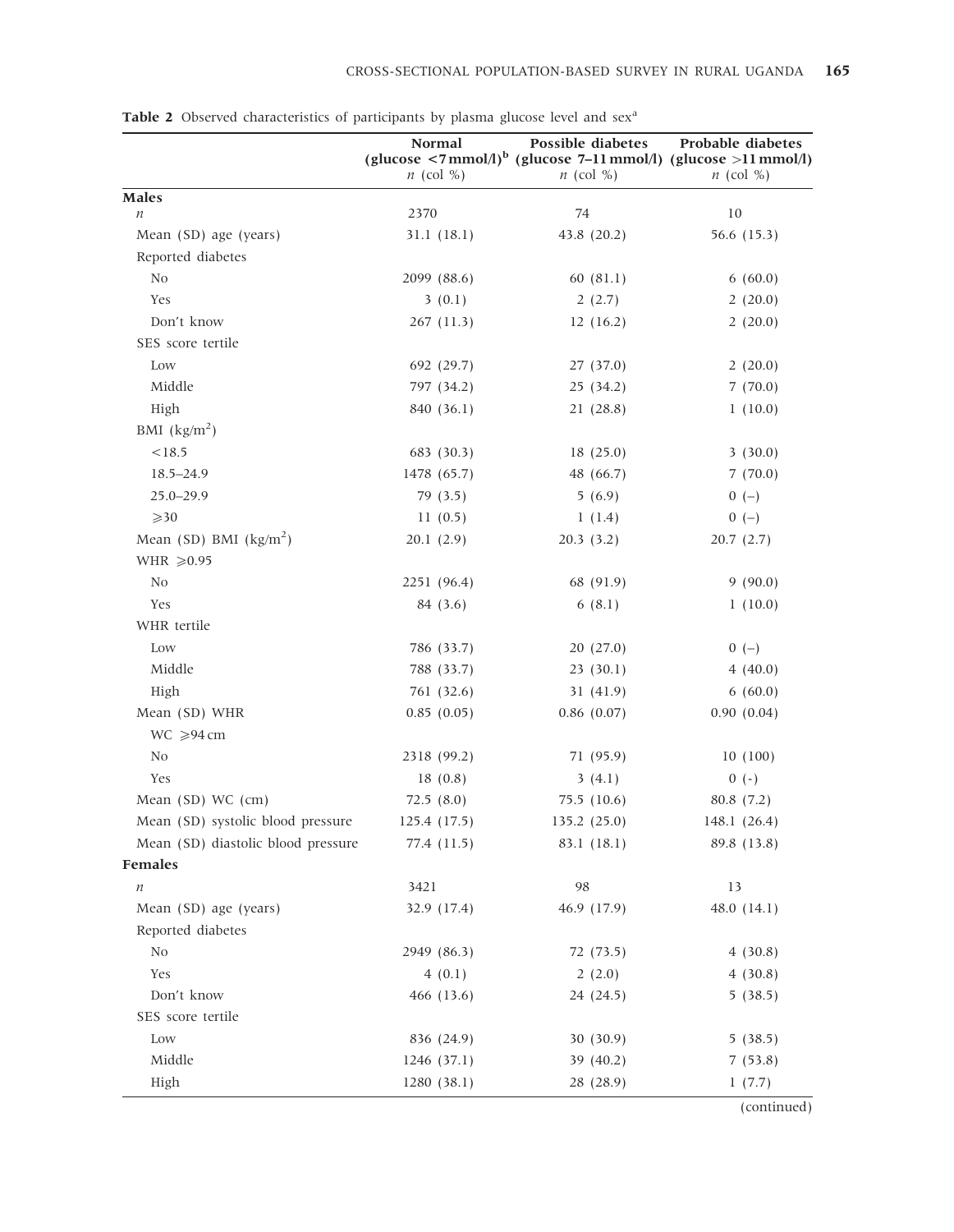**Table 2** Observed characteristics of participants by plasma glucose level and sex[a]

| | Normal (glucose <7 mmol/l)[b] *n* (col %) | Possible diabetes (glucose 7–11 mmol/l) *n* (col %) | Probable diabetes (glucose >11 mmol/l) *n* (col %) |
|---|---|---|---|
| **Males** | | | |
| *n* | 2370 | 74 | 10 |
| Mean (SD) age (years) | 31.1 (18.1) | 43.8 (20.2) | 56.6 (15.3) |
| Reported diabetes | | | |
| No | 2099 (88.6) | 60 (81.1) | 6 (60.0) |
| Yes | 3 (0.1) | 2 (2.7) | 2 (20.0) |
| Don't know | 267 (11.3) | 12 (16.2) | 2 (20.0) |
| SES score tertile | | | |
| Low | 692 (29.7) | 27 (37.0) | 2 (20.0) |
| Middle | 797 (34.2) | 25 (34.2) | 7 (70.0) |
| High | 840 (36.1) | 21 (28.8) | 1 (10.0) |
| BMI (kg/m$^2$) | | | |
| <18.5 | 683 (30.3) | 18 (25.0) | 3 (30.0) |
| 18.5–24.9 | 1478 (65.7) | 48 (66.7) | 7 (70.0) |
| 25.0–29.9 | 79 (3.5) | 5 (6.9) | 0 (–) |
| ⩾30 | 11 (0.5) | 1 (1.4) | 0 (–) |
| Mean (SD) BMI (kg/m$^2$) | 20.1 (2.9) | 20.3 (3.2) | 20.7 (2.7) |
| WHR ⩾0.95 | | | |
| No | 2251 (96.4) | 68 (91.9) | 9 (90.0) |
| Yes | 84 (3.6) | 6 (8.1) | 1 (10.0) |
| WHR tertile | | | |
| Low | 786 (33.7) | 20 (27.0) | 0 (–) |
| Middle | 788 (33.7) | 23 (30.1) | 4 (40.0) |
| High | 761 (32.6) | 31 (41.9) | 6 (60.0) |
| Mean (SD) WHR | 0.85 (0.05) | 0.86 (0.07) | 0.90 (0.04) |
| WC ⩾94 cm | | | |
| No | 2318 (99.2) | 71 (95.9) | 10 (100) |
| Yes | 18 (0.8) | 3 (4.1) | 0 (-) |
| Mean (SD) WC (cm) | 72.5 (8.0) | 75.5 (10.6) | 80.8 (7.2) |
| Mean (SD) systolic blood pressure | 125.4 (17.5) | 135.2 (25.0) | 148.1 (26.4) |
| Mean (SD) diastolic blood pressure | 77.4 (11.5) | 83.1 (18.1) | 89.8 (13.8) |
| **Females** | | | |
| *n* | 3421 | 98 | 13 |
| Mean (SD) age (years) | 32.9 (17.4) | 46.9 (17.9) | 48.0 (14.1) |
| Reported diabetes | | | |
| No | 2949 (86.3) | 72 (73.5) | 4 (30.8) |
| Yes | 4 (0.1) | 2 (2.0) | 4 (30.8) |
| Don't know | 466 (13.6) | 24 (24.5) | 5 (38.5) |
| SES score tertile | | | |
| Low | 836 (24.9) | 30 (30.9) | 5 (38.5) |
| Middle | 1246 (37.1) | 39 (40.2) | 7 (53.8) |
| High | 1280 (38.1) | 28 (28.9) | 1 (7.7) |

(continued)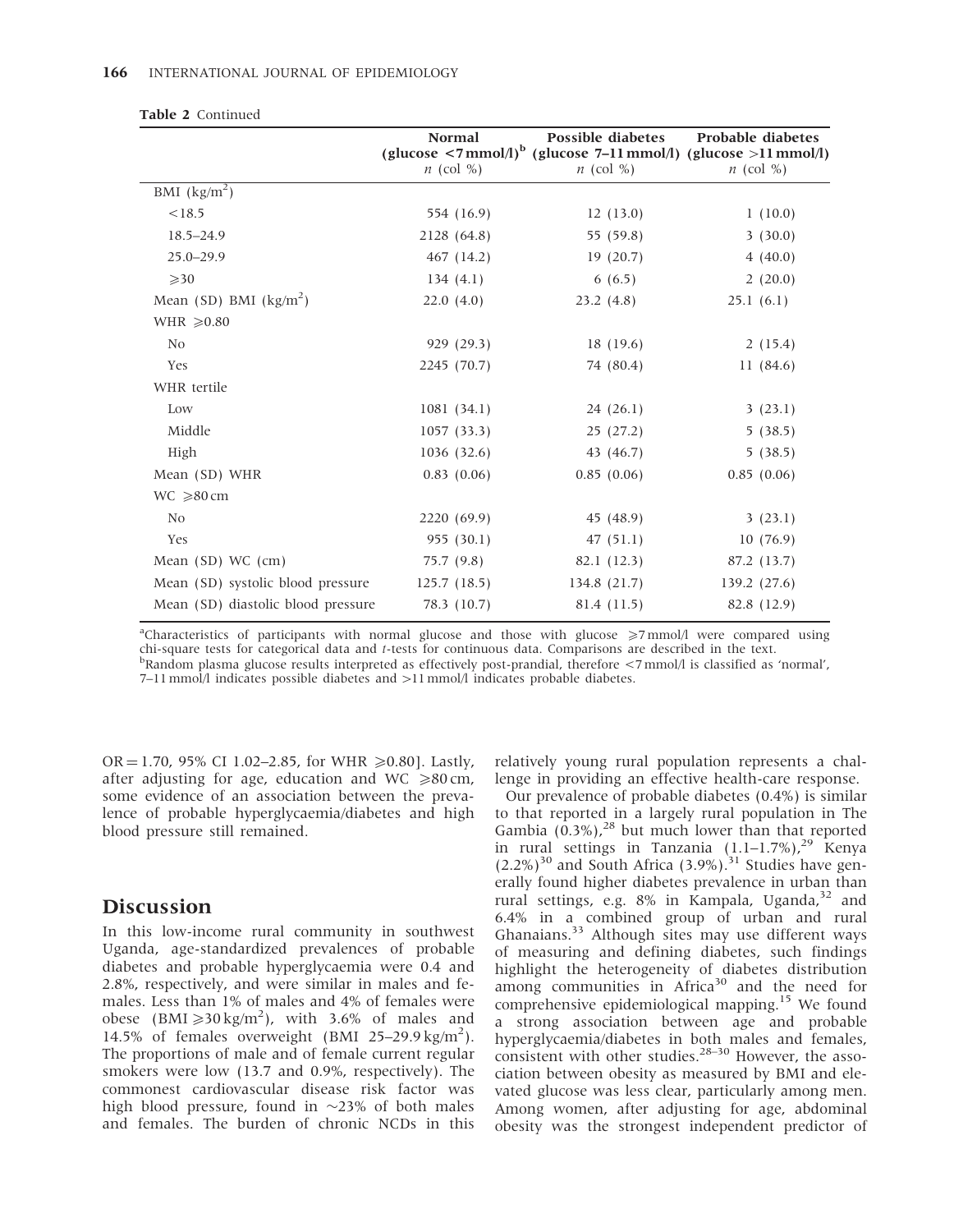**Table 2** Continued

| | Normal (glucose <7 mmol/l)[b] | Possible diabetes (glucose 7–11 mmol/l) | Probable diabetes (glucose >11 mmol/l) |
|---|---|---|---|
| | *n* (col %) | *n* (col %) | *n* (col %) |
| BMI (kg/m$^2$) | | | |
| <18.5 | 554 (16.9) | 12 (13.0) | 1 (10.0) |
| 18.5–24.9 | 2128 (64.8) | 55 (59.8) | 3 (30.0) |
| 25.0–29.9 | 467 (14.2) | 19 (20.7) | 4 (40.0) |
| ⩾30 | 134 (4.1) | 6 (6.5) | 2 (20.0) |
| Mean (SD) BMI (kg/m$^2$) | 22.0 (4.0) | 23.2 (4.8) | 25.1 (6.1) |
| WHR ⩾0.80 | | | |
| No | 929 (29.3) | 18 (19.6) | 2 (15.4) |
| Yes | 2245 (70.7) | 74 (80.4) | 11 (84.6) |
| WHR tertile | | | |
| Low | 1081 (34.1) | 24 (26.1) | 3 (23.1) |
| Middle | 1057 (33.3) | 25 (27.2) | 5 (38.5) |
| High | 1036 (32.6) | 43 (46.7) | 5 (38.5) |
| Mean (SD) WHR | 0.83 (0.06) | 0.85 (0.06) | 0.85 (0.06) |
| WC ⩾80 cm | | | |
| No | 2220 (69.9) | 45 (48.9) | 3 (23.1) |
| Yes | 955 (30.1) | 47 (51.1) | 10 (76.9) |
| Mean (SD) WC (cm) | 75.7 (9.8) | 82.1 (12.3) | 87.2 (13.7) |
| Mean (SD) systolic blood pressure | 125.7 (18.5) | 134.8 (21.7) | 139.2 (27.6) |
| Mean (SD) diastolic blood pressure | 78.3 (10.7) | 81.4 (11.5) | 82.8 (12.9) |

[a]Characteristics of participants with normal glucose and those with glucose ⩾7 mmol/l were compared using chi-square tests for categorical data and *t*-tests for continuous data. Comparisons are described in the text.
[b]Random plasma glucose results interpreted as effectively post-prandial, therefore <7 mmol/l is classified as 'normal', 7–11 mmol/l indicates possible diabetes and >11 mmol/l indicates probable diabetes.

OR = 1.70, 95% CI 1.02–2.85, for WHR ⩾0.80]. Lastly, after adjusting for age, education and WC ⩾80 cm, some evidence of an association between the prevalence of probable hyperglycaemia/diabetes and high blood pressure still remained.

## Discussion

In this low-income rural community in southwest Uganda, age-standardized prevalences of probable diabetes and probable hyperglycaemia were 0.4 and 2.8%, respectively, and were similar in males and females. Less than 1% of males and 4% of females were obese (BMI ⩾30 kg/m$^2$), with 3.6% of males and 14.5% of females overweight (BMI 25–29.9 kg/m$^2$). The proportions of male and of female current regular smokers were low (13.7 and 0.9%, respectively). The commonest cardiovascular disease risk factor was high blood pressure, found in ~23% of both males and females. The burden of chronic NCDs in this relatively young rural population represents a challenge in providing an effective health-care response.

Our prevalence of probable diabetes (0.4%) is similar to that reported in a largely rural population in The Gambia (0.3%),[28] but much lower than that reported in rural settings in Tanzania (1.1–1.7%),[29] Kenya (2.2%)[30] and South Africa (3.9%).[31] Studies have generally found higher diabetes prevalence in urban than rural settings, e.g. 8% in Kampala, Uganda,[32] and 6.4% in a combined group of urban and rural Ghanaians.[33] Although sites may use different ways of measuring and defining diabetes, such findings highlight the heterogeneity of diabetes distribution among communities in Africa[30] and the need for comprehensive epidemiological mapping.[15] We found a strong association between age and probable hyperglycaemia/diabetes in both males and females, consistent with other studies.[28–30] However, the association between obesity as measured by BMI and elevated glucose was less clear, particularly among men. Among women, after adjusting for age, abdominal obesity was the strongest independent predictor of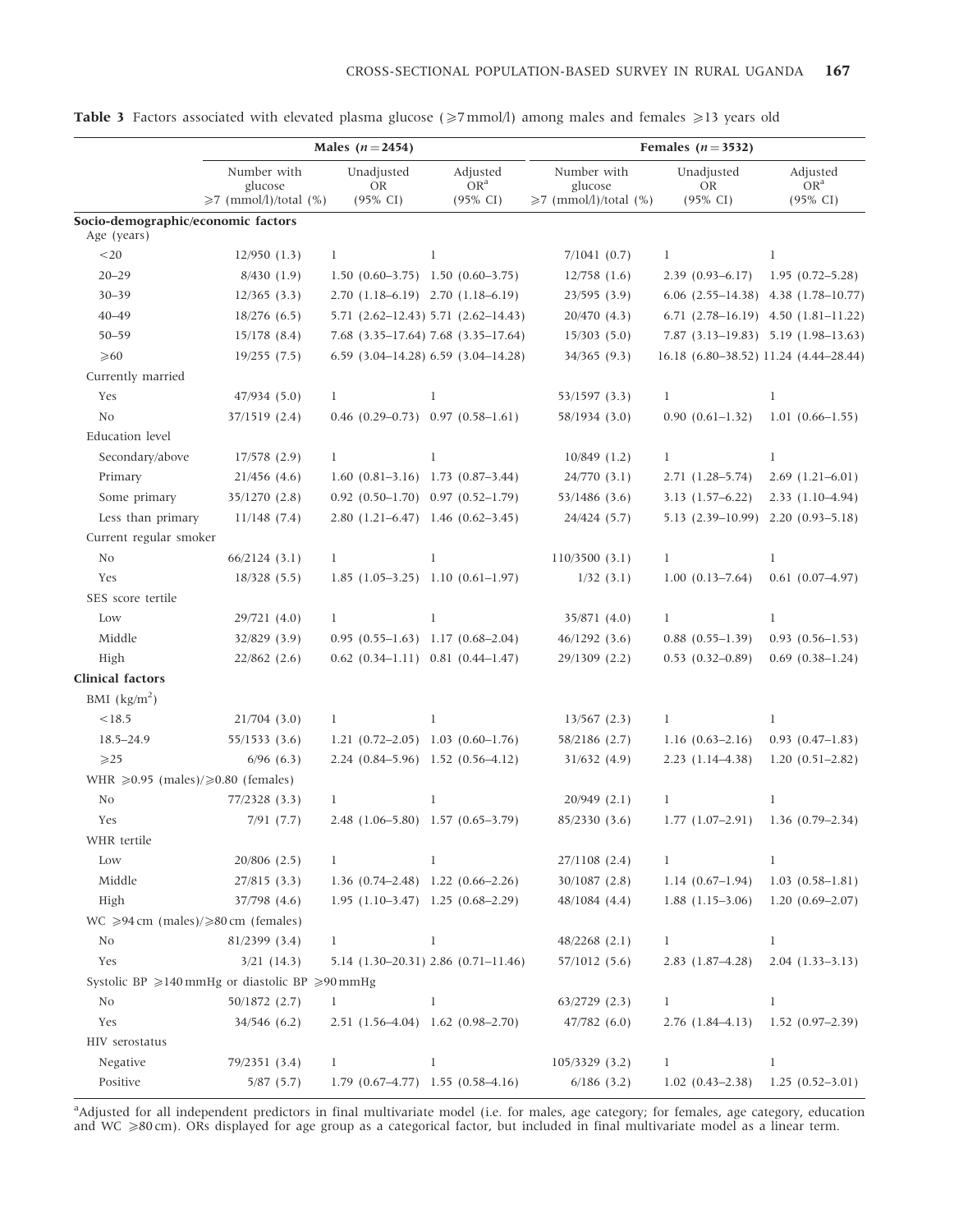**Table 3** Factors associated with elevated plasma glucose (⩾7 mmol/l) among males and females ⩾13 years old

| | Males ($n = 2454$) | | | Females ($n = 3532$) | | |
|---|---|---|---|---|---|---|
| | Number with glucose ⩾7 (mmol/l)/total (%) | Unadjusted OR (95% CI) | Adjusted OR[a] (95% CI) | Number with glucose ⩾7 (mmol/l)/total (%) | Unadjusted OR (95% CI) | Adjusted OR[a] (95% CI) |
| **Socio-demographic/economic factors** | | | | | | |
| Age (years) | | | | | | |
| <20 | 12/950 (1.3) | 1 | 1 | 7/1041 (0.7) | 1 | 1 |
| 20–29 | 8/430 (1.9) | 1.50 (0.60–3.75) | 1.50 (0.60–3.75) | 12/758 (1.6) | 2.39 (0.93–6.17) | 1.95 (0.72–5.28) |
| 30–39 | 12/365 (3.3) | 2.70 (1.18–6.19) | 2.70 (1.18–6.19) | 23/595 (3.9) | 6.06 (2.55–14.38) | 4.38 (1.78–10.77) |
| 40–49 | 18/276 (6.5) | 5.71 (2.62–12.43) | 5.71 (2.62–14.43) | 20/470 (4.3) | 6.71 (2.78–16.19) | 4.50 (1.81–11.22) |
| 50–59 | 15/178 (8.4) | 7.68 (3.35–17.64) | 7.68 (3.35–17.64) | 15/303 (5.0) | 7.87 (3.13–19.83) | 5.19 (1.98–13.63) |
| ⩾60 | 19/255 (7.5) | 6.59 (3.04–14.28) | 6.59 (3.04–14.28) | 34/365 (9.3) | 16.18 (6.80–38.52) | 11.24 (4.44–28.44) |
| Currently married | | | | | | |
| Yes | 47/934 (5.0) | 1 | 1 | 53/1597 (3.3) | 1 | 1 |
| No | 37/1519 (2.4) | 0.46 (0.29–0.73) | 0.97 (0.58–1.61) | 58/1934 (3.0) | 0.90 (0.61–1.32) | 1.01 (0.66–1.55) |
| Education level | | | | | | |
| Secondary/above | 17/578 (2.9) | 1 | 1 | 10/849 (1.2) | 1 | 1 |
| Primary | 21/456 (4.6) | 1.60 (0.81–3.16) | 1.73 (0.87–3.44) | 24/770 (3.1) | 2.71 (1.28–5.74) | 2.69 (1.21–6.01) |
| Some primary | 35/1270 (2.8) | 0.92 (0.50–1.70) | 0.97 (0.52–1.79) | 53/1486 (3.6) | 3.13 (1.57–6.22) | 2.33 (1.10–4.94) |
| Less than primary | 11/148 (7.4) | 2.80 (1.21–6.47) | 1.46 (0.62–3.45) | 24/424 (5.7) | 5.13 (2.39–10.99) | 2.20 (0.93–5.18) |
| Current regular smoker | | | | | | |
| No | 66/2124 (3.1) | 1 | 1 | 110/3500 (3.1) | 1 | 1 |
| Yes | 18/328 (5.5) | 1.85 (1.05–3.25) | 1.10 (0.61–1.97) | 1/32 (3.1) | 1.00 (0.13–7.64) | 0.61 (0.07–4.97) |
| SES score tertile | | | | | | |
| Low | 29/721 (4.0) | 1 | 1 | 35/871 (4.0) | 1 | 1 |
| Middle | 32/829 (3.9) | 0.95 (0.55–1.63) | 1.17 (0.68–2.04) | 46/1292 (3.6) | 0.88 (0.55–1.39) | 0.93 (0.56–1.53) |
| High | 22/862 (2.6) | 0.62 (0.34–1.11) | 0.81 (0.44–1.47) | 29/1309 (2.2) | 0.53 (0.32–0.89) | 0.69 (0.38–1.24) |
| **Clinical factors** | | | | | | |
| BMI (kg/m$^2$) | | | | | | |
| <18.5 | 21/704 (3.0) | 1 | 1 | 13/567 (2.3) | 1 | 1 |
| 18.5–24.9 | 55/1533 (3.6) | 1.21 (0.72–2.05) | 1.03 (0.60–1.76) | 58/2186 (2.7) | 1.16 (0.63–2.16) | 0.93 (0.47–1.83) |
| ⩾25 | 6/96 (6.3) | 2.24 (0.84–5.96) | 1.52 (0.56–4.12) | 31/632 (4.9) | 2.23 (1.14–4.38) | 1.20 (0.51–2.82) |
| WHR ⩾0.95 (males)/⩾0.80 (females) | | | | | | |
| No | 77/2328 (3.3) | 1 | 1 | 20/949 (2.1) | 1 | 1 |
| Yes | 7/91 (7.7) | 2.48 (1.06–5.80) | 1.57 (0.65–3.79) | 85/2330 (3.6) | 1.77 (1.07–2.91) | 1.36 (0.79–2.34) |
| WHR tertile | | | | | | |
| Low | 20/806 (2.5) | 1 | 1 | 27/1108 (2.4) | 1 | 1 |
| Middle | 27/815 (3.3) | 1.36 (0.74–2.48) | 1.22 (0.66–2.26) | 30/1087 (2.8) | 1.14 (0.67–1.94) | 1.03 (0.58–1.81) |
| High | 37/798 (4.6) | 1.95 (1.10–3.47) | 1.25 (0.68–2.29) | 48/1084 (4.4) | 1.88 (1.15–3.06) | 1.20 (0.69–2.07) |
| WC ⩾94 cm (males)/⩾80 cm (females) | | | | | | |
| No | 81/2399 (3.4) | 1 | 1 | 48/2268 (2.1) | 1 | 1 |
| Yes | 3/21 (14.3) | 5.14 (1.30–20.31) | 2.86 (0.71–11.46) | 57/1012 (5.6) | 2.83 (1.87–4.28) | 2.04 (1.33–3.13) |
| Systolic BP ⩾140 mmHg or diastolic BP ⩾90 mmHg | | | | | | |
| No | 50/1872 (2.7) | 1 | 1 | 63/2729 (2.3) | 1 | 1 |
| Yes | 34/546 (6.2) | 2.51 (1.56–4.04) | 1.62 (0.98–2.70) | 47/782 (6.0) | 2.76 (1.84–4.13) | 1.52 (0.97–2.39) |
| HIV serostatus | | | | | | |
| Negative | 79/2351 (3.4) | 1 | 1 | 105/3329 (3.2) | 1 | 1 |
| Positive | 5/87 (5.7) | 1.79 (0.67–4.77) | 1.55 (0.58–4.16) | 6/186 (3.2) | 1.02 (0.43–2.38) | 1.25 (0.52–3.01) |

[a]Adjusted for all independent predictors in final multivariate model (i.e. for males, age category; for females, age category, education and WC ⩾80 cm). ORs displayed for age group as a categorical factor, but included in final multivariate model as a linear term.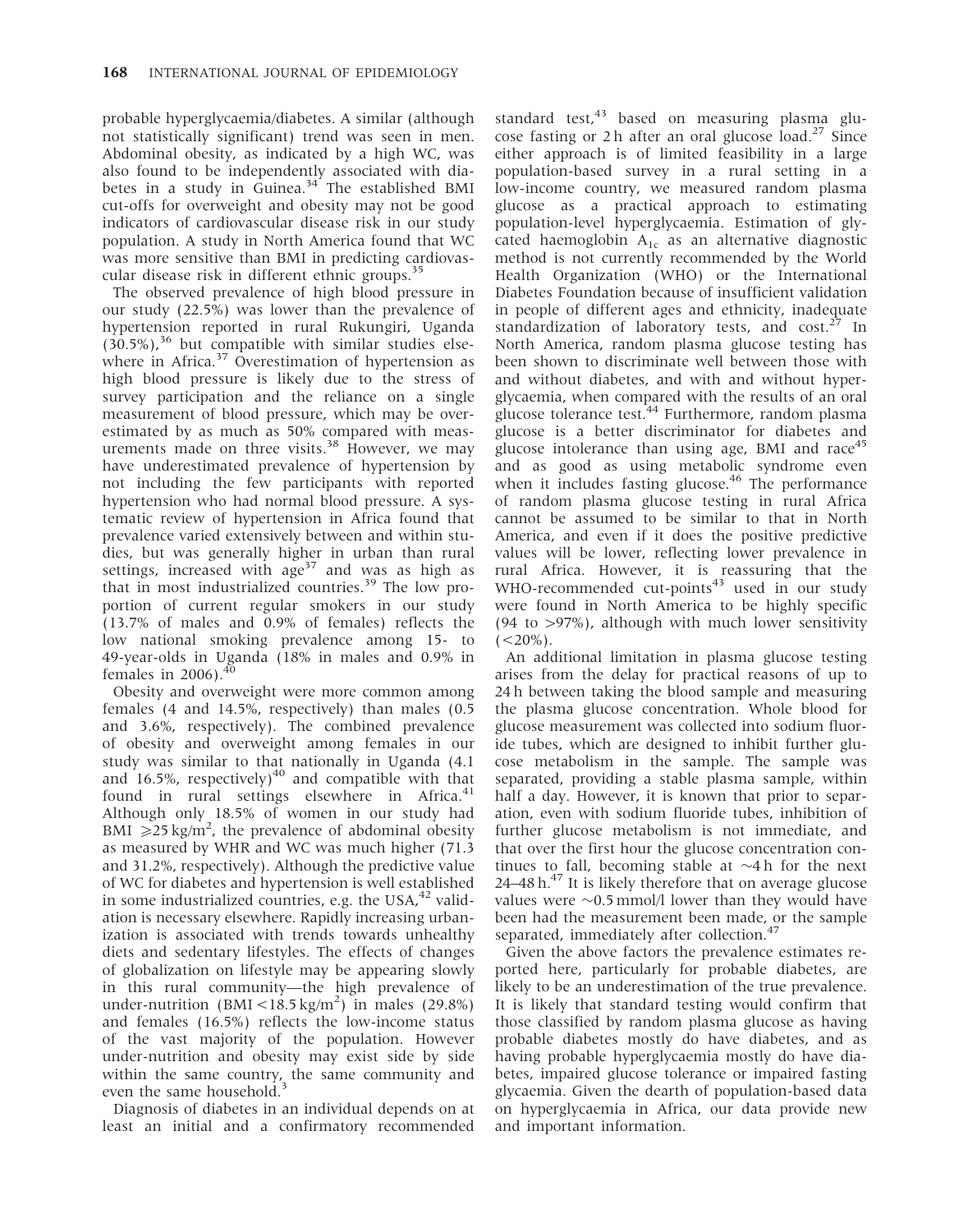probable hyperglycaemia/diabetes. A similar (although not statistically significant) trend was seen in men. Abdominal obesity, as indicated by a high WC, was also found to be independently associated with diabetes in a study in Guinea.[34] The established BMI cut-offs for overweight and obesity may not be good indicators of cardiovascular disease risk in our study population. A study in North America found that WC was more sensitive than BMI in predicting cardiovascular disease risk in different ethnic groups.[35]

The observed prevalence of high blood pressure in our study (22.5%) was lower than the prevalence of hypertension reported in rural Rukungiri, Uganda (30.5%),[36] but compatible with similar studies elsewhere in Africa.[37] Overestimation of hypertension as high blood pressure is likely due to the stress of survey participation and the reliance on a single measurement of blood pressure, which may be overestimated by as much as 50% compared with measurements made on three visits.[38] However, we may have underestimated prevalence of hypertension by not including the few participants with reported hypertension who had normal blood pressure. A systematic review of hypertension in Africa found that prevalence varied extensively between and within studies, but was generally higher in urban than rural settings, increased with age[37] and was as high as that in most industrialized countries.[39] The low proportion of current regular smokers in our study (13.7% of males and 0.9% of females) reflects the low national smoking prevalence among 15- to 49-year-olds in Uganda (18% in males and 0.9% in females in 2006).[40]

Obesity and overweight were more common among females (4 and 14.5%, respectively) than males (0.5 and 3.6%, respectively). The combined prevalence of obesity and overweight among females in our study was similar to that nationally in Uganda (4.1 and 16.5%, respectively)[40] and compatible with that found in rural settings elsewhere in Africa.[41] Although only 18.5% of women in our study had BMI $\geqslant 25\,kg/m^2$, the prevalence of abdominal obesity as measured by WHR and WC was much higher (71.3 and 31.2%, respectively). Although the predictive value of WC for diabetes and hypertension is well established in some industrialized countries, e.g. the USA,[42] validation is necessary elsewhere. Rapidly increasing urbanization is associated with trends towards unhealthy diets and sedentary lifestyles. The effects of changes of globalization on lifestyle may be appearing slowly in this rural community—the high prevalence of under-nutrition ($BMI < 18.5\,kg/m^2$) in males (29.8%) and females (16.5%) reflects the low-income status of the vast majority of the population. However under-nutrition and obesity may exist side by side within the same country, the same community and even the same household.[3]

Diagnosis of diabetes in an individual depends on at least an initial and a confirmatory recommended standard test,[43] based on measuring plasma glucose fasting or 2 h after an oral glucose load.[27] Since either approach is of limited feasibility in a large population-based survey in a rural setting in a low-income country, we measured random plasma glucose as a practical approach to estimating population-level hyperglycaemia. Estimation of glycated haemoglobin $A_{1c}$ as an alternative diagnostic method is not currently recommended by the World Health Organization (WHO) or the International Diabetes Foundation because of insufficient validation in people of different ages and ethnicity, inadequate standardization of laboratory tests, and cost.[27] In North America, random plasma glucose testing has been shown to discriminate well between those with and without diabetes, and with and without hyperglycaemia, when compared with the results of an oral glucose tolerance test.[44] Furthermore, random plasma glucose is a better discriminator for diabetes and glucose intolerance than using age, BMI and race[45] and as good as using metabolic syndrome even when it includes fasting glucose.[46] The performance of random plasma glucose testing in rural Africa cannot be assumed to be similar to that in North America, and even if it does the positive predictive values will be lower, reflecting lower prevalence in rural Africa. However, it is reassuring that the WHO-recommended cut-points[43] used in our study were found in North America to be highly specific (94 to >97%), although with much lower sensitivity (<20%).

An additional limitation in plasma glucose testing arises from the delay for practical reasons of up to 24 h between taking the blood sample and measuring the plasma glucose concentration. Whole blood for glucose measurement was collected into sodium fluoride tubes, which are designed to inhibit further glucose metabolism in the sample. The sample was separated, providing a stable plasma sample, within half a day. However, it is known that prior to separation, even with sodium fluoride tubes, inhibition of further glucose metabolism is not immediate, and that over the first hour the glucose concentration continues to fall, becoming stable at ~4 h for the next 24–48 h.[47] It is likely therefore that on average glucose values were ~0.5 mmol/l lower than they would have been had the measurement been made, or the sample separated, immediately after collection.[47]

Given the above factors the prevalence estimates reported here, particularly for probable diabetes, are likely to be an underestimation of the true prevalence. It is likely that standard testing would confirm that those classified by random plasma glucose as having probable diabetes mostly do have diabetes, and as having probable hyperglycaemia mostly do have diabetes, impaired glucose tolerance or impaired fasting glycaemia. Given the dearth of population-based data on hyperglycaemia in Africa, our data provide new and important information.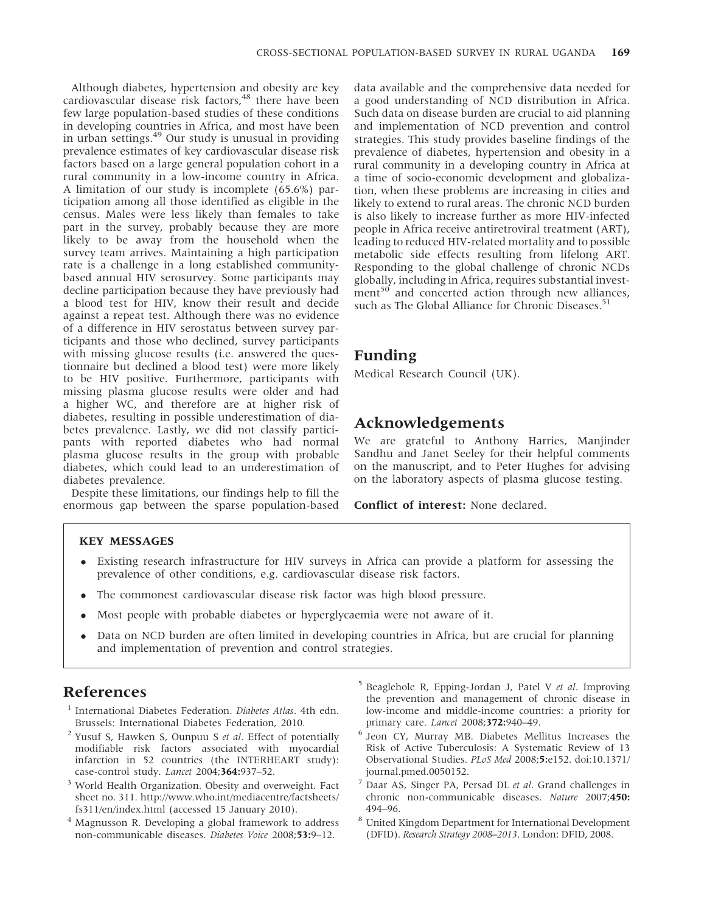Although diabetes, hypertension and obesity are key cardiovascular disease risk factors,[48] there have been few large population-based studies of these conditions in developing countries in Africa, and most have been in urban settings.[49] Our study is unusual in providing prevalence estimates of key cardiovascular disease risk factors based on a large general population cohort in a rural community in a low-income country in Africa. A limitation of our study is incomplete (65.6%) participation among all those identified as eligible in the census. Males were less likely than females to take part in the survey, probably because they are more likely to be away from the household when the survey team arrives. Maintaining a high participation rate is a challenge in a long established community-based annual HIV serosurvey. Some participants may decline participation because they have previously had a blood test for HIV, know their result and decide against a repeat test. Although there was no evidence of a difference in HIV serostatus between survey participants and those who declined, survey participants with missing glucose results (i.e. answered the questionnaire but declined a blood test) were more likely to be HIV positive. Furthermore, participants with missing plasma glucose results were older and had a higher WC, and therefore are at higher risk of diabetes, resulting in possible underestimation of diabetes prevalence. Lastly, we did not classify participants with reported diabetes who had normal plasma glucose results in the group with probable diabetes, which could lead to an underestimation of diabetes prevalence.

Despite these limitations, our findings help to fill the enormous gap between the sparse population-based data available and the comprehensive data needed for a good understanding of NCD distribution in Africa. Such data on disease burden are crucial to aid planning and implementation of NCD prevention and control strategies. This study provides baseline findings of the prevalence of diabetes, hypertension and obesity in a rural community in a developing country in Africa at a time of socio-economic development and globalization, when these problems are increasing in cities and likely to extend to rural areas. The chronic NCD burden is also likely to increase further as more HIV-infected people in Africa receive antiretroviral treatment (ART), leading to reduced HIV-related mortality and to possible metabolic side effects resulting from lifelong ART. Responding to the global challenge of chronic NCDs globally, including in Africa, requires substantial investment[50] and concerted action through new alliances, such as The Global Alliance for Chronic Diseases.[51]

## Funding

Medical Research Council (UK).

## Acknowledgements

We are grateful to Anthony Harries, Manjinder Sandhu and Janet Seeley for their helpful comments on the manuscript, and to Peter Hughes for advising on the laboratory aspects of plasma glucose testing.

**Conflict of interest:** None declared.

**KEY MESSAGES**

- Existing research infrastructure for HIV surveys in Africa can provide a platform for assessing the prevalence of other conditions, e.g. cardiovascular disease risk factors.
- The commonest cardiovascular disease risk factor was high blood pressure.
- Most people with probable diabetes or hyperglycaemia were not aware of it.
- Data on NCD burden are often limited in developing countries in Africa, but are crucial for planning and implementation of prevention and control strategies.

## References

1. International Diabetes Federation. *Diabetes Atlas*. 4th edn. Brussels: International Diabetes Federation, 2010.
2. Yusuf S, Hawken S, Ounpuu S *et al*. Effect of potentially modifiable risk factors associated with myocardial infarction in 52 countries (the INTERHEART study): case-control study. *Lancet* 2004;**364:**937–52.
3. World Health Organization. Obesity and overweight. Fact sheet no. 311. http://www.who.int/mediacentre/factsheets/fs311/en/index.html (accessed 15 January 2010).
4. Magnusson R. Developing a global framework to address non-communicable diseases. *Diabetes Voice* 2008;**53:**9–12.
5. Beaglehole R, Epping-Jordan J, Patel V *et al*. Improving the prevention and management of chronic disease in low-income and middle-income countries: a priority for primary care. *Lancet* 2008;**372:**940–49.
6. Jeon CY, Murray MB. Diabetes Mellitus Increases the Risk of Active Tuberculosis: A Systematic Review of 13 Observational Studies. *PLoS Med* 2008;**5:**e152. doi:10.1371/journal.pmed.0050152.
7. Daar AS, Singer PA, Persad DL *et al*. Grand challenges in chronic non-communicable diseases. *Nature* 2007;**450:**494–96.
8. United Kingdom Department for International Development (DFID). *Research Strategy 2008–2013*. London: DFID, 2008.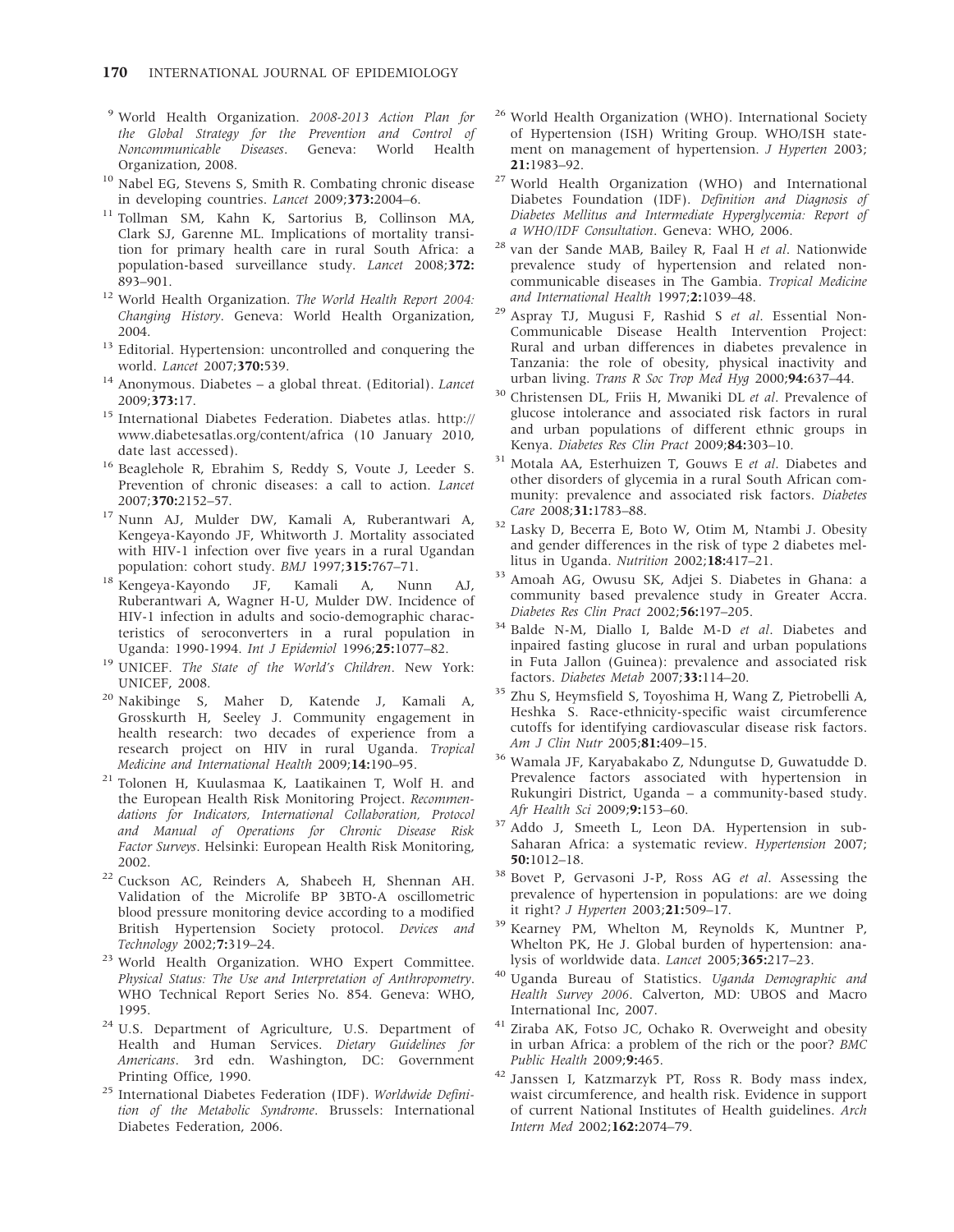[9] World Health Organization. *2008-2013 Action Plan for the Global Strategy for the Prevention and Control of Noncommunicable Diseases*. Geneva: World Health Organization, 2008.

[10] Nabel EG, Stevens S, Smith R. Combating chronic disease in developing countries. *Lancet* 2009;**373:**2004–6.

[11] Tollman SM, Kahn K, Sartorius B, Collinson MA, Clark SJ, Garenne ML. Implications of mortality transition for primary health care in rural South Africa: a population-based surveillance study. *Lancet* 2008;**372:** 893–901.

[12] World Health Organization. *The World Health Report 2004: Changing History*. Geneva: World Health Organization, 2004.

[13] Editorial. Hypertension: uncontrolled and conquering the world. *Lancet* 2007;**370:**539.

[14] Anonymous. Diabetes – a global threat. (Editorial). *Lancet* 2009;**373:**17.

[15] International Diabetes Federation. Diabetes atlas. http://www.diabetesatlas.org/content/africa (10 January 2010, date last accessed).

[16] Beaglehole R, Ebrahim S, Reddy S, Voute J, Leeder S. Prevention of chronic diseases: a call to action. *Lancet* 2007;**370:**2152–57.

[17] Nunn AJ, Mulder DW, Kamali A, Ruberantwari A, Kengeya-Kayondo JF, Whitworth J. Mortality associated with HIV-1 infection over five years in a rural Ugandan population: cohort study. *BMJ* 1997;**315:**767–71.

[18] Kengeya-Kayondo JF, Kamali A, Nunn AJ, Ruberantwari A, Wagner H-U, Mulder DW. Incidence of HIV-1 infection in adults and socio-demographic characteristics of seroconverters in a rural population in Uganda: 1990-1994. *Int J Epidemiol* 1996;**25:**1077–82.

[19] UNICEF. *The State of the World's Children*. New York: UNICEF, 2008.

[20] Nakibinge S, Maher D, Katende J, Kamali A, Grosskurth H, Seeley J. Community engagement in health research: two decades of experience from a research project on HIV in rural Uganda. *Tropical Medicine and International Health* 2009;**14:**190–95.

[21] Tolonen H, Kuulasmaa K, Laatikainen T, Wolf H. and the European Health Risk Monitoring Project. *Recommendations for Indicators, International Collaboration, Protocol and Manual of Operations for Chronic Disease Risk Factor Surveys*. Helsinki: European Health Risk Monitoring, 2002.

[22] Cuckson AC, Reinders A, Shabeeh H, Shennan AH. Validation of the Microlife BP 3BTO-A oscillometric blood pressure monitoring device according to a modified British Hypertension Society protocol. *Devices and Technology* 2002;**7:**319–24.

[23] World Health Organization. WHO Expert Committee. *Physical Status: The Use and Interpretation of Anthropometry*. WHO Technical Report Series No. 854. Geneva: WHO, 1995.

[24] U.S. Department of Agriculture, U.S. Department of Health and Human Services. *Dietary Guidelines for Americans*. 3rd edn. Washington, DC: Government Printing Office, 1990.

[25] International Diabetes Federation (IDF). *Worldwide Definition of the Metabolic Syndrome*. Brussels: International Diabetes Federation, 2006.

[26] World Health Organization (WHO). International Society of Hypertension (ISH) Writing Group. WHO/ISH statement on management of hypertension. *J Hyperten* 2003; **21:**1983–92.

[27] World Health Organization (WHO) and International Diabetes Foundation (IDF). *Definition and Diagnosis of Diabetes Mellitus and Intermediate Hyperglycemia: Report of a WHO/IDF Consultation*. Geneva: WHO, 2006.

[28] van der Sande MAB, Bailey R, Faal H *et al*. Nationwide prevalence study of hypertension and related non-communicable diseases in The Gambia. *Tropical Medicine and International Health* 1997;**2:**1039–48.

[29] Aspray TJ, Mugusi F, Rashid S *et al*. Essential Non-Communicable Disease Health Intervention Project: Rural and urban differences in diabetes prevalence in Tanzania: the role of obesity, physical inactivity and urban living. *Trans R Soc Trop Med Hyg* 2000;**94:**637–44.

[30] Christensen DL, Friis H, Mwaniki DL *et al*. Prevalence of glucose intolerance and associated risk factors in rural and urban populations of different ethnic groups in Kenya. *Diabetes Res Clin Pract* 2009;**84:**303–10.

[31] Motala AA, Esterhuizen T, Gouws E *et al*. Diabetes and other disorders of glycemia in a rural South African community: prevalence and associated risk factors. *Diabetes Care* 2008;**31:**1783–88.

[32] Lasky D, Becerra E, Boto W, Otim M, Ntambi J. Obesity and gender differences in the risk of type 2 diabetes mellitus in Uganda. *Nutrition* 2002;**18:**417–21.

[33] Amoah AG, Owusu SK, Adjei S. Diabetes in Ghana: a community based prevalence study in Greater Accra. *Diabetes Res Clin Pract* 2002;**56:**197–205.

[34] Balde N-M, Diallo I, Balde M-D *et al*. Diabetes and impaired fasting glucose in rural and urban populations in Futa Jallon (Guinea): prevalence and associated risk factors. *Diabetes Metab* 2007;**33:**114–20.

[35] Zhu S, Heymsfield S, Toyoshima H, Wang Z, Pietrobelli A, Heshka S. Race-ethnicity-specific waist circumference cutoffs for identifying cardiovascular disease risk factors. *Am J Clin Nutr* 2005;**81:**409–15.

[36] Wamala JF, Karyabakabo Z, Ndungutse D, Guwatudde D. Prevalence factors associated with hypertension in Rukungiri District, Uganda – a community-based study. *Afr Health Sci* 2009;**9:**153–60.

[37] Addo J, Smeeth L, Leon DA. Hypertension in sub-Saharan Africa: a systematic review. *Hypertension* 2007; **50:**1012–18.

[38] Bovet P, Gervasoni J-P, Ross AG *et al*. Assessing the prevalence of hypertension in populations: are we doing it right? *J Hyperten* 2003;**21:**509–17.

[39] Kearney PM, Whelton M, Reynolds K, Muntner P, Whelton PK, He J. Global burden of hypertension: analysis of worldwide data. *Lancet* 2005;**365:**217–23.

[40] Uganda Bureau of Statistics. *Uganda Demographic and Health Survey 2006*. Calverton, MD: UBOS and Macro International Inc, 2007.

[41] Ziraba AK, Fotso JC, Ochako R. Overweight and obesity in urban Africa: a problem of the rich or the poor? *BMC Public Health* 2009;**9:**465.

[42] Janssen I, Katzmarzyk PT, Ross R. Body mass index, waist circumference, and health risk. Evidence in support of current National Institutes of Health guidelines. *Arch Intern Med* 2002;**162:**2074–79.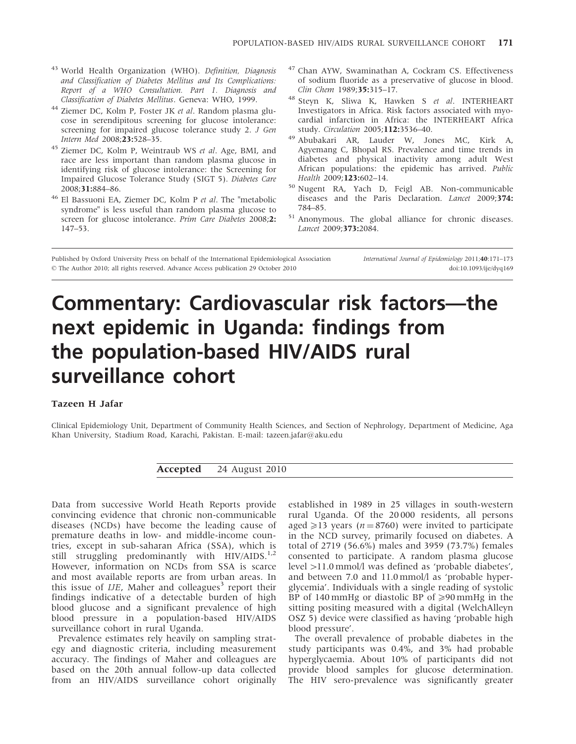[43] World Health Organization (WHO). *Definition, Diagnosis and Classification of Diabetes Mellitus and Its Complications: Report of a WHO Consultation. Part 1. Diagnosis and Classification of Diabetes Mellitus*. Geneva: WHO, 1999.

[44] Ziemer DC, Kolm P, Foster JK *et al*. Random plasma glucose in serendipitous screening for glucose intolerance: screening for impaired glucose tolerance study 2. *J Gen Intern Med* 2008;**23:**528–35.

[45] Ziemer DC, Kolm P, Weintraub WS *et al*. Age, BMI, and race are less important than random plasma glucose in identifying risk of glucose intolerance: the Screening for Impaired Glucose Tolerance Study (SIGT 5). *Diabetes Care* 2008;**31:**884–86.

[46] El Bassuoni EA, Ziemer DC, Kolm P *et al*. The "metabolic syndrome" is less useful than random plasma glucose to screen for glucose intolerance. *Prim Care Diabetes* 2008;**2:** 147–53.

[47] Chan AYW, Swaminathan A, Cockram CS. Effectiveness of sodium fluoride as a preservative of glucose in blood. *Clin Chem* 1989;**35:**315–17.

[48] Steyn K, Sliwa K, Hawken S *et al*. INTERHEART Investigators in Africa. Risk factors associated with myocardial infarction in Africa: the INTERHEART Africa study. *Circulation* 2005;**112:**3536–40.

[49] Abubakari AR, Lauder W, Jones MC, Kirk A, Agyemang C, Bhopal RS. Prevalence and time trends in diabetes and physical inactivity among adult West African populations: the epidemic has arrived. *Public Health* 2009;**123:**602–14.

[50] Nugent RA, Yach D, Feigl AB. Non-communicable diseases and the Paris Declaration. *Lancet* 2009;**374:** 784–85.

[51] Anonymous. The global alliance for chronic diseases. *Lancet* 2009;**373:**2084.

Published by Oxford University Press on behalf of the International Epidemiological Association
© The Author 2010; all rights reserved. Advance Access publication 29 October 2010

*International Journal of Epidemiology* 2011;**40**:171–173
doi:10.1093/ije/dyq169

# Commentary: Cardiovascular risk factors—the next epidemic in Uganda: findings from the population-based HIV/AIDS rural surveillance cohort

**Tazeen H Jafar**

Clinical Epidemiology Unit, Department of Community Health Sciences, and Section of Nephrology, Department of Medicine, Aga Khan University, Stadium Road, Karachi, Pakistan. E-mail: tazeen.jafar@aku.edu

**Accepted** 24 August 2010

Data from successive World Heath Reports provide convincing evidence that chronic non-communicable diseases (NCDs) have become the leading cause of premature deaths in low- and middle-income countries, except in sub-saharan Africa (SSA), which is still struggling predominantly with HIV/AIDS.[1,2] However, information on NCDs from SSA is scarce and most available reports are from urban areas. In this issue of *IJE*, Maher and colleagues[3] report their findings indicative of a detectable burden of high blood glucose and a significant prevalence of high blood pressure in a population-based HIV/AIDS surveillance cohort in rural Uganda.

Prevalence estimates rely heavily on sampling strategy and diagnostic criteria, including measurement accuracy. The findings of Maher and colleagues are based on the 20th annual follow-up data collected from an HIV/AIDS surveillance cohort originally established in 1989 in 25 villages in south-western rural Uganda. Of the 20 000 residents, all persons aged $\geq$13 years ($n = 8760$) were invited to participate in the NCD survey, primarily focused on diabetes. A total of 2719 (56.6%) males and 3959 (73.7%) females consented to participate. A random plasma glucose level >11.0 mmol/l was defined as 'probable diabetes', and between 7.0 and 11.0 mmol/l as 'probable hyperglycemia'. Individuals with a single reading of systolic BP of 140 mmHg or diastolic BP of $\geq$90 mmHg in the sitting positing measured with a digital (WelchAlleyn OSZ 5) device were classified as having 'probable high blood pressure'.

The overall prevalence of probable diabetes in the study participants was 0.4%, and 3% had probable hyperglycaemia. About 10% of participants did not provide blood samples for glucose determination. The HIV sero-prevalence was significantly greater